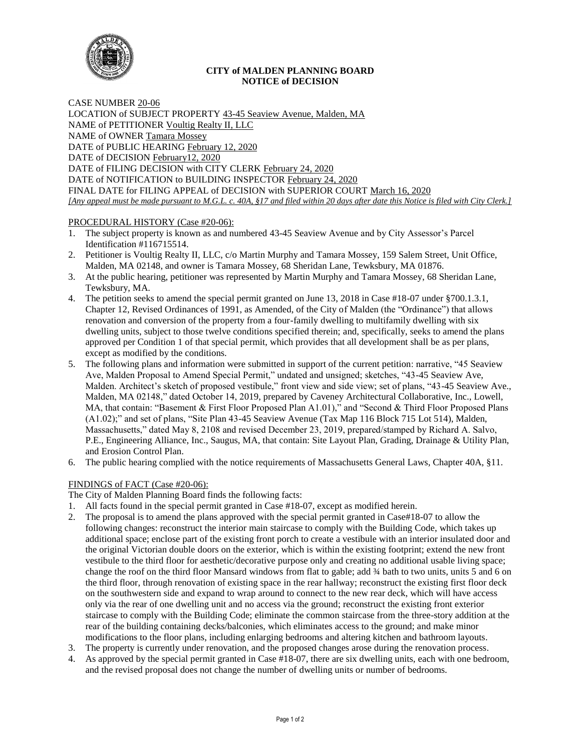**CITY of MALDEN PLANNING BOARD**
**NOTICE of DECISION**

CASE NUMBER 20-06
LOCATION of SUBJECT PROPERTY 43-45 Seaview Avenue, Malden, MA
NAME of PETITIONER Voultig Realty II, LLC
NAME of OWNER Tamara Mossey
DATE of PUBLIC HEARING February 12, 2020
DATE of DECISION February12, 2020
DATE of FILING DECISION with CITY CLERK February 24, 2020
DATE of NOTIFICATION to BUILDING INSPECTOR February 24, 2020
FINAL DATE for FILING APPEAL of DECISION with SUPERIOR COURT March 16, 2020
*[Any appeal must be made pursuant to M.G.L. c. 40A, §17 and filed within 20 days after date this Notice is filed with City Clerk.]*

PROCEDURAL HISTORY (Case #20-06):

1. The subject property is known as and numbered 43-45 Seaview Avenue and by City Assessor's Parcel Identification #116715514.
2. Petitioner is Voultig Realty II, LLC, c/o Martin Murphy and Tamara Mossey, 159 Salem Street, Unit Office, Malden, MA 02148, and owner is Tamara Mossey, 68 Sheridan Lane, Tewksbury, MA 01876.
3. At the public hearing, petitioner was represented by Martin Murphy and Tamara Mossey, 68 Sheridan Lane, Tewksbury, MA.
4. The petition seeks to amend the special permit granted on June 13, 2018 in Case #18-07 under §700.1.3.1, Chapter 12, Revised Ordinances of 1991, as Amended, of the City of Malden (the "Ordinance") that allows renovation and conversion of the property from a four-family dwelling to multifamily dwelling with six dwelling units, subject to those twelve conditions specified therein; and, specifically, seeks to amend the plans approved per Condition 1 of that special permit, which provides that all development shall be as per plans, except as modified by the conditions.
5. The following plans and information were submitted in support of the current petition: narrative, "45 Seaview Ave, Malden Proposal to Amend Special Permit," undated and unsigned; sketches, "43-45 Seaview Ave, Malden. Architect's sketch of proposed vestibule," front view and side view; set of plans, "43-45 Seaview Ave., Malden, MA 02148," dated October 14, 2019, prepared by Caveney Architectural Collaborative, Inc., Lowell, MA, that contain: "Basement & First Floor Proposed Plan A1.01)," and "Second & Third Floor Proposed Plans (A1.02);" and set of plans, "Site Plan 43-45 Seaview Avenue (Tax Map 116 Block 715 Lot 514), Malden, Massachusetts," dated May 8, 2108 and revised December 23, 2019, prepared/stamped by Richard A. Salvo, P.E., Engineering Alliance, Inc., Saugus, MA, that contain: Site Layout Plan, Grading, Drainage & Utility Plan, and Erosion Control Plan.
6. The public hearing complied with the notice requirements of Massachusetts General Laws, Chapter 40A, §11.

FINDINGS of FACT (Case #20-06):

The City of Malden Planning Board finds the following facts:

1. All facts found in the special permit granted in Case #18-07, except as modified herein.
2. The proposal is to amend the plans approved with the special permit granted in Case#18-07 to allow the following changes: reconstruct the interior main staircase to comply with the Building Code, which takes up additional space; enclose part of the existing front porch to create a vestibule with an interior insulated door and the original Victorian double doors on the exterior, which is within the existing footprint; extend the new front vestibule to the third floor for aesthetic/decorative purpose only and creating no additional usable living space; change the roof on the third floor Mansard windows from flat to gable; add ¾ bath to two units, units 5 and 6 on the third floor, through renovation of existing space in the rear hallway; reconstruct the existing first floor deck on the southwestern side and expand to wrap around to connect to the new rear deck, which will have access only via the rear of one dwelling unit and no access via the ground; reconstruct the existing front exterior staircase to comply with the Building Code; eliminate the common staircase from the three-story addition at the rear of the building containing decks/balconies, which eliminates access to the ground; and make minor modifications to the floor plans, including enlarging bedrooms and altering kitchen and bathroom layouts.
3. The property is currently under renovation, and the proposed changes arose during the renovation process.
4. As approved by the special permit granted in Case #18-07, there are six dwelling units, each with one bedroom, and the revised proposal does not change the number of dwelling units or number of bedrooms.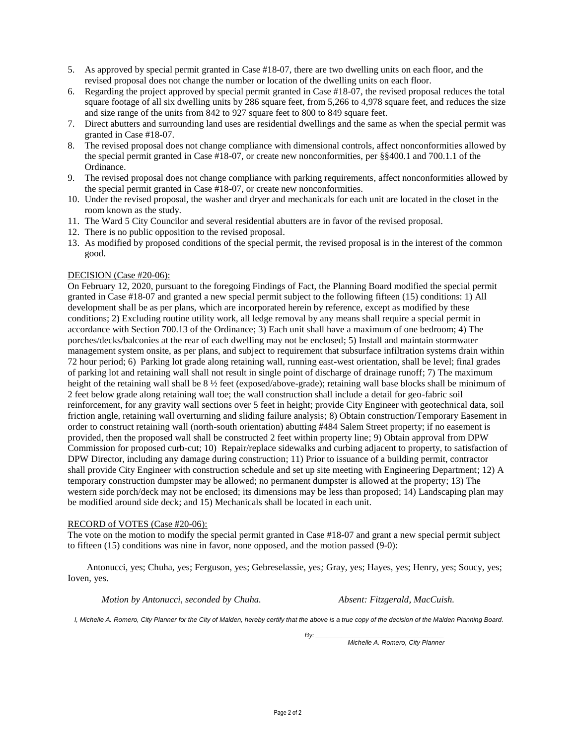5. As approved by special permit granted in Case #18-07, there are two dwelling units on each floor, and the revised proposal does not change the number or location of the dwelling units on each floor.
6. Regarding the project approved by special permit granted in Case #18-07, the revised proposal reduces the total square footage of all six dwelling units by 286 square feet, from 5,266 to 4,978 square feet, and reduces the size and size range of the units from 842 to 927 square feet to 800 to 849 square feet.
7. Direct abutters and surrounding land uses are residential dwellings and the same as when the special permit was granted in Case #18-07.
8. The revised proposal does not change compliance with dimensional controls, affect nonconformities allowed by the special permit granted in Case #18-07, or create new nonconformities, per §§400.1 and 700.1.1 of the Ordinance.
9. The revised proposal does not change compliance with parking requirements, affect nonconformities allowed by the special permit granted in Case #18-07, or create new nonconformities.
10. Under the revised proposal, the washer and dryer and mechanicals for each unit are located in the closet in the room known as the study.
11. The Ward 5 City Councilor and several residential abutters are in favor of the revised proposal.
12. There is no public opposition to the revised proposal.
13. As modified by proposed conditions of the special permit, the revised proposal is in the interest of the common good.

DECISION (Case #20-06):

On February 12, 2020, pursuant to the foregoing Findings of Fact, the Planning Board modified the special permit granted in Case #18-07 and granted a new special permit subject to the following fifteen (15) conditions: 1) All development shall be as per plans, which are incorporated herein by reference, except as modified by these conditions; 2) Excluding routine utility work, all ledge removal by any means shall require a special permit in accordance with Section 700.13 of the Ordinance; 3) Each unit shall have a maximum of one bedroom; 4) The porches/decks/balconies at the rear of each dwelling may not be enclosed; 5) Install and maintain stormwater management system onsite, as per plans, and subject to requirement that subsurface infiltration systems drain within 72 hour period; 6) Parking lot grade along retaining wall, running east-west orientation, shall be level; final grades of parking lot and retaining wall shall not result in single point of discharge of drainage runoff; 7) The maximum height of the retaining wall shall be 8 ½ feet (exposed/above-grade); retaining wall base blocks shall be minimum of 2 feet below grade along retaining wall toe; the wall construction shall include a detail for geo-fabric soil reinforcement, for any gravity wall sections over 5 feet in height; provide City Engineer with geotechnical data, soil friction angle, retaining wall overturning and sliding failure analysis; 8) Obtain construction/Temporary Easement in order to construct retaining wall (north-south orientation) abutting #484 Salem Street property; if no easement is provided, then the proposed wall shall be constructed 2 feet within property line; 9) Obtain approval from DPW Commission for proposed curb-cut; 10) Repair/replace sidewalks and curbing adjacent to property, to satisfaction of DPW Director, including any damage during construction; 11) Prior to issuance of a building permit, contractor shall provide City Engineer with construction schedule and set up site meeting with Engineering Department; 12) A temporary construction dumpster may be allowed; no permanent dumpster is allowed at the property; 13) The western side porch/deck may not be enclosed; its dimensions may be less than proposed; 14) Landscaping plan may be modified around side deck; and 15) Mechanicals shall be located in each unit.

RECORD of VOTES (Case #20-06):

The vote on the motion to modify the special permit granted in Case #18-07 and grant a new special permit subject to fifteen (15) conditions was nine in favor, none opposed, and the motion passed (9-0):

Antonucci, yes; Chuha, yes; Ferguson, yes; Gebreselassie, yes; Gray, yes; Hayes, yes; Henry, yes; Soucy, yes; Ioven, yes.

*Motion by Antonucci, seconded by Chuha.* *Absent: Fitzgerald, MacCuish.*

*I, Michelle A. Romero, City Planner for the City of Malden, hereby certify that the above is a true copy of the decision of the Malden Planning Board.*

*By: ______________________________*
*Michelle A. Romero, City Planner*